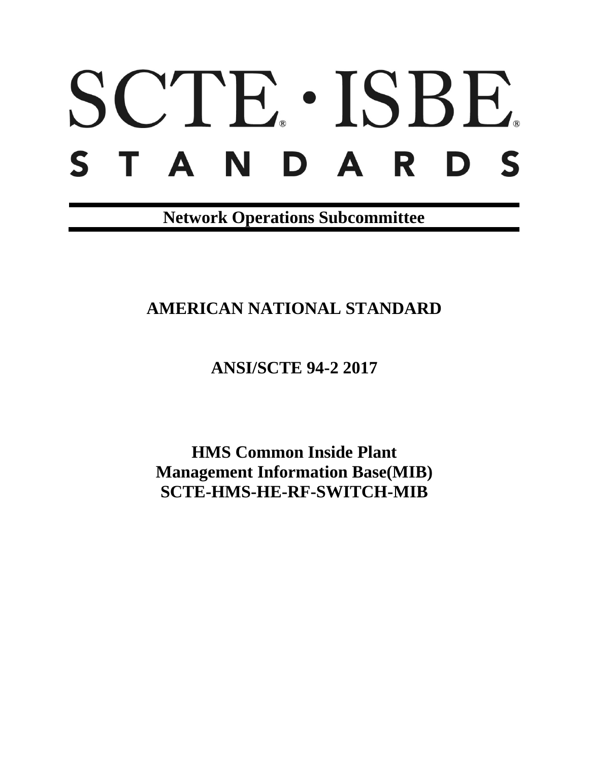# SCTE · ISBE STANDARDS

**Network Operations Subcommittee**

## AMERICAN NATIONAL STANDARD

## ANSI/SCTE 94-2 2017

# HMS Common Inside Plant Management Information Base(MIB) SCTE-HMS-HE-RF-SWITCH-MIB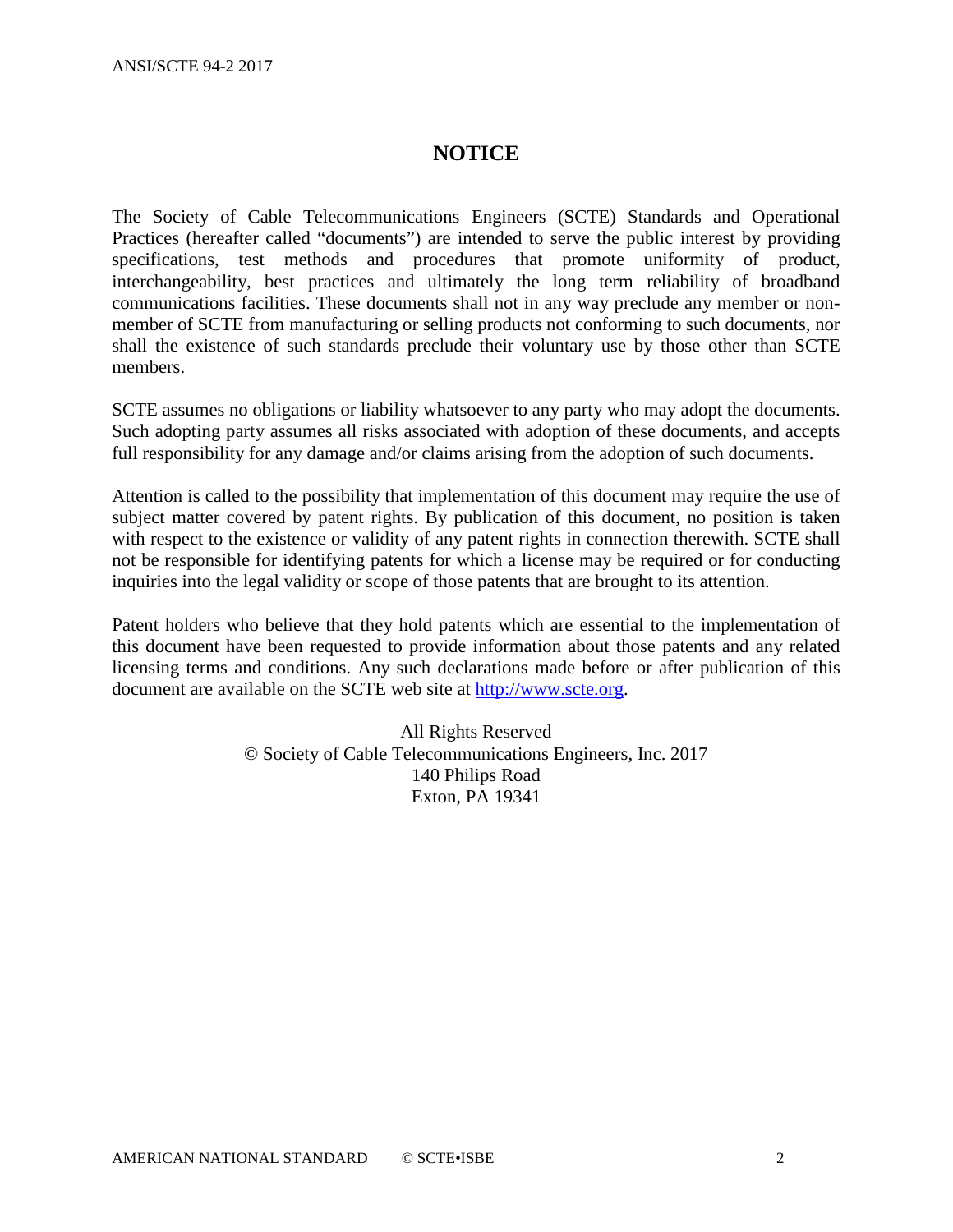# NOTICE

The Society of Cable Telecommunications Engineers (SCTE) Standards and Operational Practices (hereafter called "documents") are intended to serve the public interest by providing specifications, test methods and procedures that promote uniformity of product, interchangeability, best practices and ultimately the long term reliability of broadband communications facilities. These documents shall not in any way preclude any member or non-member of SCTE from manufacturing or selling products not conforming to such documents, nor shall the existence of such standards preclude their voluntary use by those other than SCTE members.

SCTE assumes no obligations or liability whatsoever to any party who may adopt the documents. Such adopting party assumes all risks associated with adoption of these documents, and accepts full responsibility for any damage and/or claims arising from the adoption of such documents.

Attention is called to the possibility that implementation of this document may require the use of subject matter covered by patent rights. By publication of this document, no position is taken with respect to the existence or validity of any patent rights in connection therewith. SCTE shall not be responsible for identifying patents for which a license may be required or for conducting inquiries into the legal validity or scope of those patents that are brought to its attention.

Patent holders who believe that they hold patents which are essential to the implementation of this document have been requested to provide information about those patents and any related licensing terms and conditions. Any such declarations made before or after publication of this document are available on the SCTE web site at http://www.scte.org.

All Rights Reserved
© Society of Cable Telecommunications Engineers, Inc. 2017
140 Philips Road
Exton, PA 19341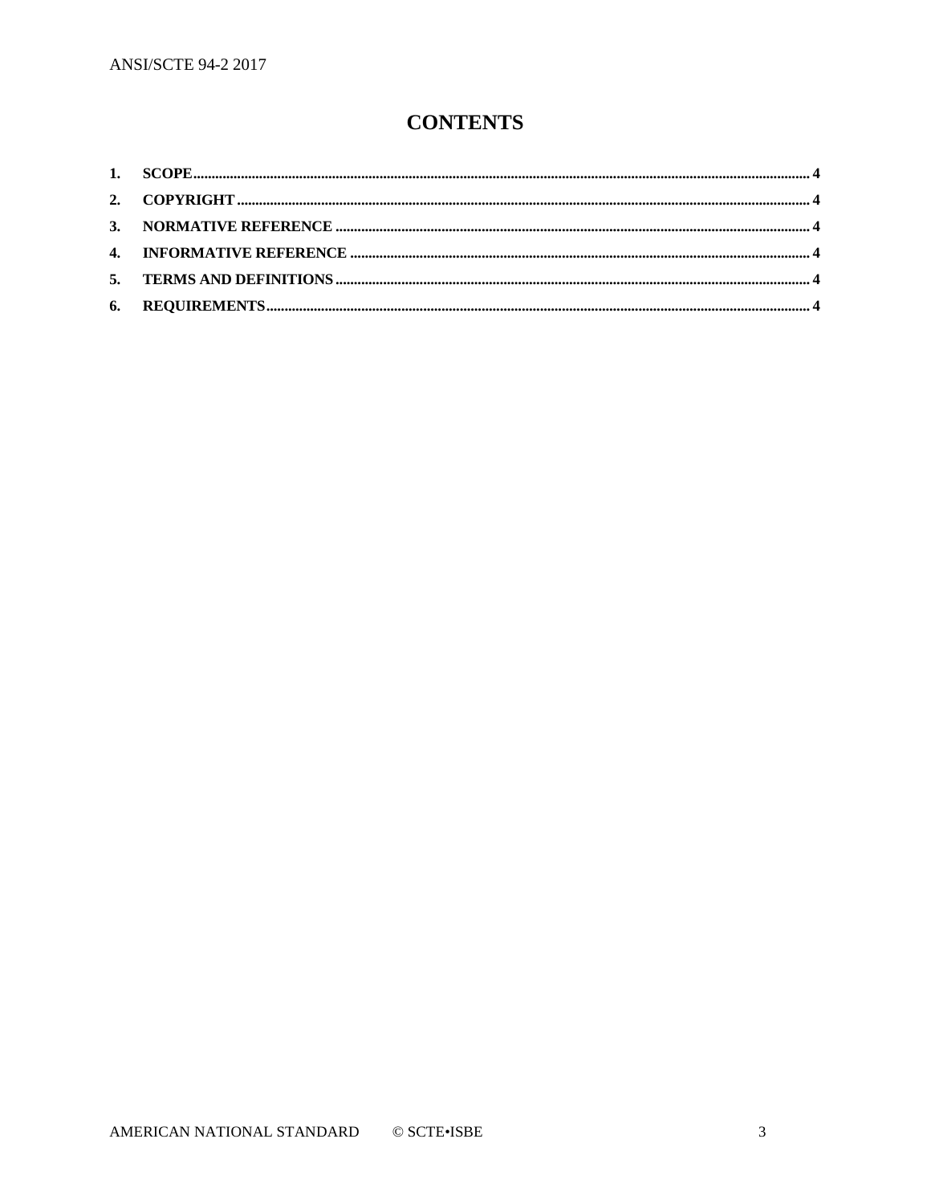# CONTENTS

1. SCOPE ... 4
2. COPYRIGHT ... 4
3. NORMATIVE REFERENCE ... 4
4. INFORMATIVE REFERENCE ... 4
5. TERMS AND DEFINITIONS ... 4
6. REQUIREMENTS ... 4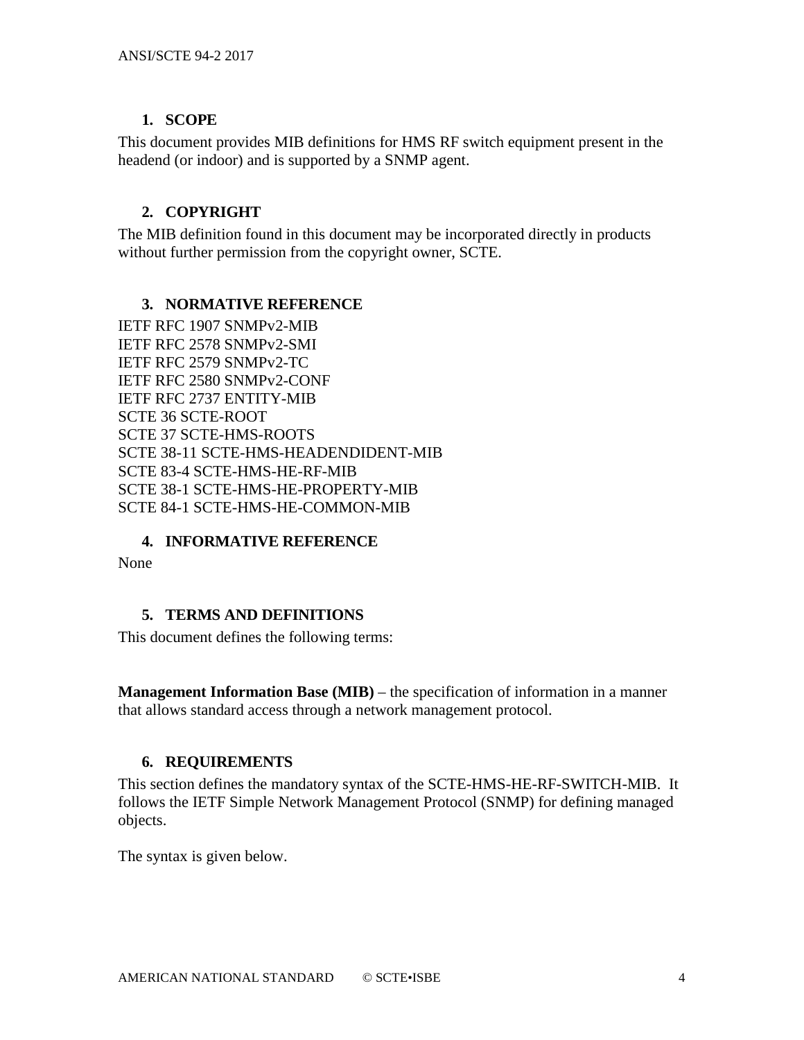## 1. SCOPE

This document provides MIB definitions for HMS RF switch equipment present in the headend (or indoor) and is supported by a SNMP agent.

## 2. COPYRIGHT

The MIB definition found in this document may be incorporated directly in products without further permission from the copyright owner, SCTE.

## 3. NORMATIVE REFERENCE

IETF RFC 1907 SNMPv2-MIB
IETF RFC 2578 SNMPv2-SMI
IETF RFC 2579 SNMPv2-TC
IETF RFC 2580 SNMPv2-CONF
IETF RFC 2737 ENTITY-MIB
SCTE 36 SCTE-ROOT
SCTE 37 SCTE-HMS-ROOTS
SCTE 38-11 SCTE-HMS-HEADENDIDENT-MIB
SCTE 83-4 SCTE-HMS-HE-RF-MIB
SCTE 38-1 SCTE-HMS-HE-PROPERTY-MIB
SCTE 84-1 SCTE-HMS-HE-COMMON-MIB

## 4. INFORMATIVE REFERENCE

None

## 5. TERMS AND DEFINITIONS

This document defines the following terms:

**Management Information Base (MIB)** – the specification of information in a manner that allows standard access through a network management protocol.

## 6. REQUIREMENTS

This section defines the mandatory syntax of the SCTE-HMS-HE-RF-SWITCH-MIB. It follows the IETF Simple Network Management Protocol (SNMP) for defining managed objects.

The syntax is given below.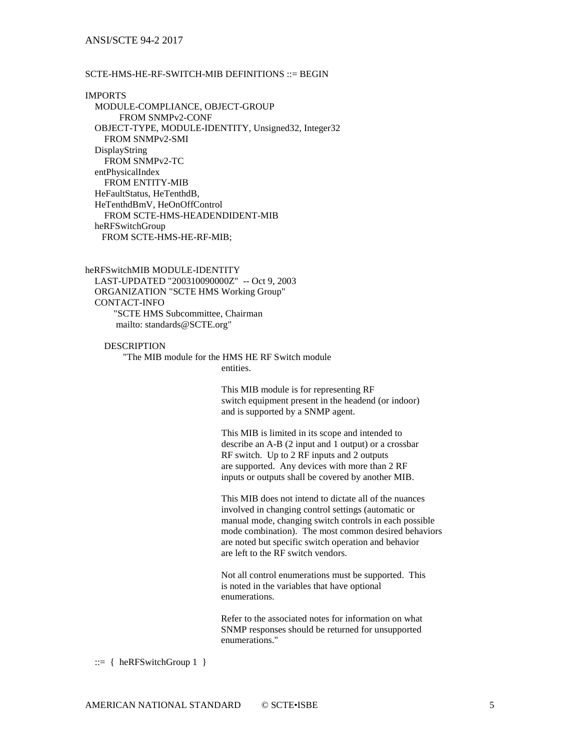```
SCTE-HMS-HE-RF-SWITCH-MIB DEFINITIONS ::= BEGIN

IMPORTS
   MODULE-COMPLIANCE, OBJECT-GROUP
         FROM SNMPv2-CONF
   OBJECT-TYPE, MODULE-IDENTITY, Unsigned32, Integer32
      FROM SNMPv2-SMI
   DisplayString
      FROM SNMPv2-TC
   entPhysicalIndex
      FROM ENTITY-MIB
   HeFaultStatus, HeTenthdB,
   HeTenthdBmV, HeOnOffControl
      FROM SCTE-HMS-HEADENDIDENT-MIB
   heRFSwitchGroup
     FROM SCTE-HMS-HE-RF-MIB;


heRFSwitchMIB MODULE-IDENTITY
   LAST-UPDATED "200310090000Z"  -- Oct 9, 2003
   ORGANIZATION "SCTE HMS Working Group"
   CONTACT-INFO
        "SCTE HMS Subcommittee, Chairman
         mailto: standards@SCTE.org"

      DESCRIPTION
           "The MIB module for the HMS HE RF Switch module
                                 entities.

                                 This MIB module is for representing RF
                                 switch equipment present in the headend (or indoor)
                                 and is supported by a SNMP agent.

                                 This MIB is limited in its scope and intended to
                                 describe an A-B (2 input and 1 output) or a crossbar
                                 RF switch.  Up to 2 RF inputs and 2 outputs
                                 are supported.  Any devices with more than 2 RF
                                 inputs or outputs shall be covered by another MIB.

                                 This MIB does not intend to dictate all of the nuances
                                 involved in changing control settings (automatic or
                                 manual mode, changing switch controls in each possible
                                 mode combination).  The most common desired behaviors
                                 are noted but specific switch operation and behavior
                                 are left to the RF switch vendors.

                                 Not all control enumerations must be supported.  This
                                 is noted in the variables that have optional
                                 enumerations.

                                 Refer to the associated notes for information on what
                                 SNMP responses should be returned for unsupported
                                 enumerations."

   ::=  {  heRFSwitchGroup 1  }
```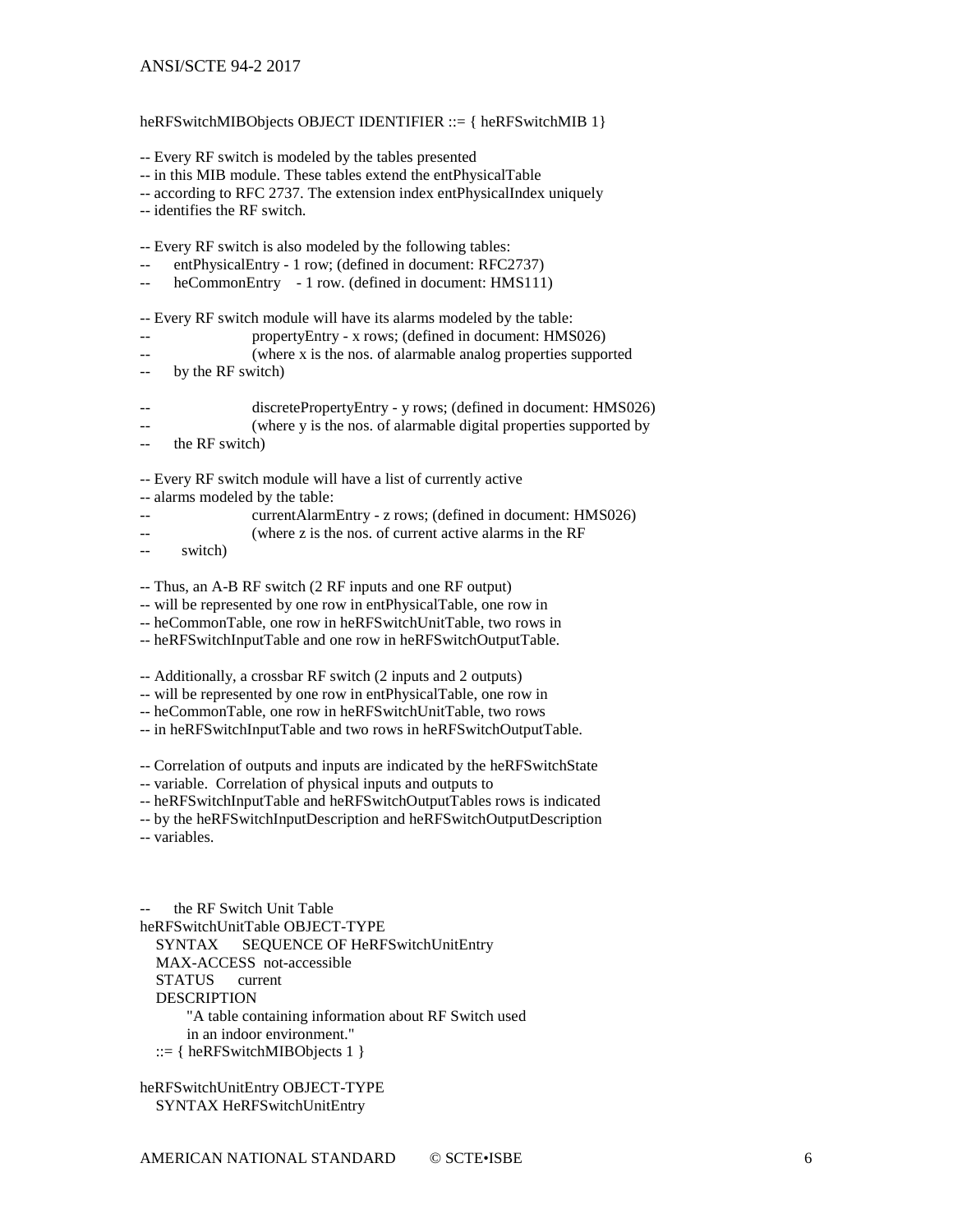```
heRFSwitchMIBObjects OBJECT IDENTIFIER ::= { heRFSwitchMIB 1}

-- Every RF switch is modeled by the tables presented
-- in this MIB module. These tables extend the entPhysicalTable
-- according to RFC 2737. The extension index entPhysicalIndex uniquely
-- identifies the RF switch.

-- Every RF switch is also modeled by the following tables:
--      entPhysicalEntry - 1 row; (defined in document: RFC2737)
--      heCommonEntry    - 1 row. (defined in document: HMS111)

-- Every RF switch module will have its alarms modeled by the table:
--                      propertyEntry - x rows; (defined in document: HMS026)
--                      (where x is the nos. of alarmable analog properties supported
--      by the RF switch)

--                      discretePropertyEntry - y rows; (defined in document: HMS026)
--                      (where y is the nos. of alarmable digital properties supported by
--      the RF switch)

-- Every RF switch module will have a list of currently active
-- alarms modeled by the table:
--                      currentAlarmEntry - z rows; (defined in document: HMS026)
--                      (where z is the nos. of current active alarms in the RF
--       switch)

-- Thus, an A-B RF switch (2 RF inputs and one RF output)
-- will be represented by one row in entPhysicalTable, one row in
-- heCommonTable, one row in heRFSwitchUnitTable, two rows in
-- heRFSwitchInputTable and one row in heRFSwitchOutputTable.

-- Additionally, a crossbar RF switch (2 inputs and 2 outputs)
-- will be represented by one row in entPhysicalTable, one row in
-- heCommonTable, one row in heRFSwitchUnitTable, two rows
-- in heRFSwitchInputTable and two rows in heRFSwitchOutputTable.

-- Correlation of outputs and inputs are indicated by the heRFSwitchState
-- variable.  Correlation of physical inputs and outputs to
-- heRFSwitchInputTable and heRFSwitchOutputTables rows is indicated
-- by the heRFSwitchInputDescription and heRFSwitchOutputDescription
-- variables.



--      the RF Switch Unit Table
heRFSwitchUnitTable OBJECT-TYPE
   SYNTAX      SEQUENCE OF HeRFSwitchUnitEntry
   MAX-ACCESS  not-accessible
   STATUS      current
   DESCRIPTION
         "A table containing information about RF Switch used
         in an indoor environment."
   ::= { heRFSwitchMIBObjects 1 }

heRFSwitchUnitEntry OBJECT-TYPE
   SYNTAX HeRFSwitchUnitEntry
```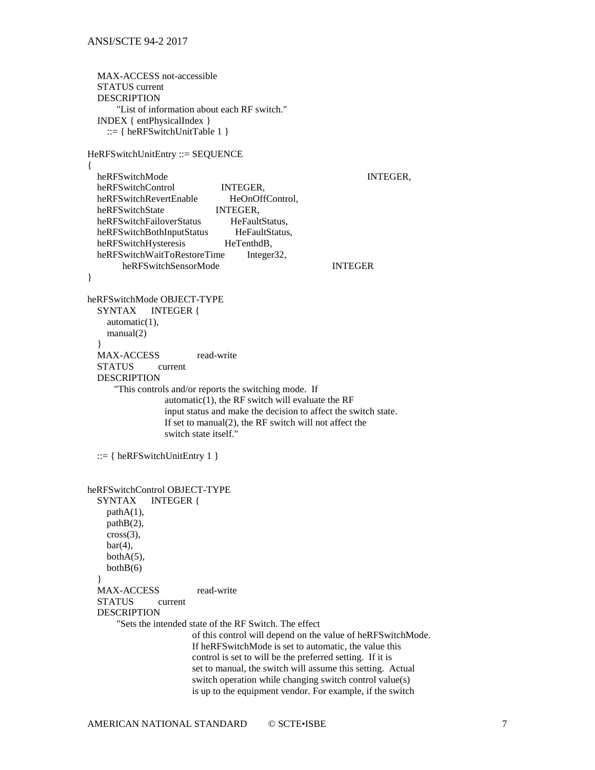```
   MAX-ACCESS not-accessible
   STATUS current
   DESCRIPTION
         "List of information about each RF switch."
   INDEX { entPhysicalIndex }
      ::= { heRFSwitchUnitTable 1 }

HeRFSwitchUnitEntry ::= SEQUENCE
{
   heRFSwitchMode                                                    INTEGER,
   heRFSwitchControl                INTEGER,
   heRFSwitchRevertEnable           HeOnOffControl,
   heRFSwitchState                  INTEGER,
   heRFSwitchFailoverStatus         HeFaultStatus,
   heRFSwitchBothInputStatus        HeFaultStatus,
   heRFSwitchHysteresis             HeTenthdB,
   heRFSwitchWaitToRestoreTime      Integer32,
          heRFSwitchSensorMode                              INTEGER
}

heRFSwitchMode OBJECT-TYPE
   SYNTAX     INTEGER {
      automatic(1),
      manual(2)
   }
   MAX-ACCESS            read-write
   STATUS        current
   DESCRIPTION
        "This controls and/or reports the switching mode.  If
                      automatic(1), the RF switch will evaluate the RF
                      input status and make the decision to affect the switch state.
                      If set to manual(2), the RF switch will not affect the
                      switch state itself."

   ::= { heRFSwitchUnitEntry 1 }


heRFSwitchControl OBJECT-TYPE
   SYNTAX     INTEGER {
      pathA(1),
      pathB(2),
      cross(3),
      bar(4),
      bothA(5),
      bothB(6)
   }
   MAX-ACCESS            read-write
   STATUS        current
   DESCRIPTION
         "Sets the intended state of the RF Switch. The effect
                           of this control will depend on the value of heRFSwitchMode.
                           If heRFSwitchMode is set to automatic, the value this
                           control is set to will be the preferred setting.  If it is
                           set to manual, the switch will assume this setting.  Actual
                           switch operation while changing switch control value(s)
                           is up to the equipment vendor. For example, if the switch
```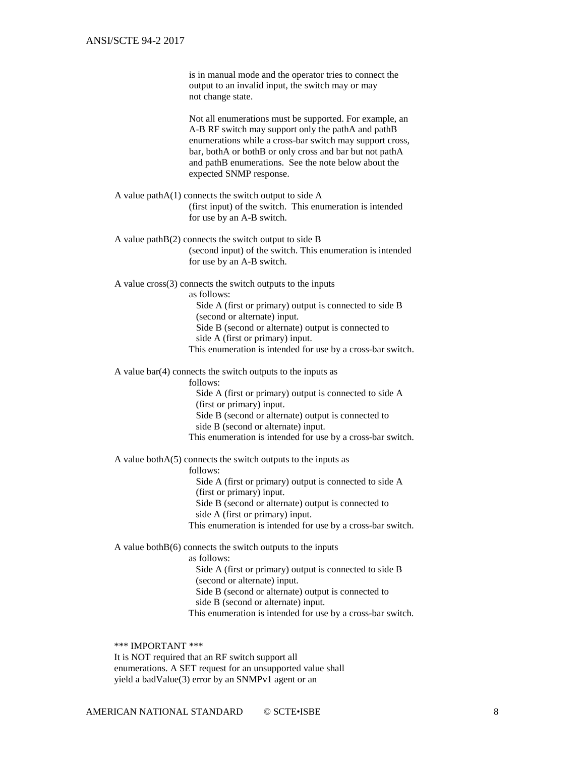is in manual mode and the operator tries to connect the output to an invalid input, the switch may or may not change state.

Not all enumerations must be supported. For example, an A-B RF switch may support only the pathA and pathB enumerations while a cross-bar switch may support cross, bar, bothA or bothB or only cross and bar but not pathA and pathB enumerations. See the note below about the expected SNMP response.

A value pathA(1) connects the switch output to side A (first input) of the switch. This enumeration is intended for use by an A-B switch.

A value pathB(2) connects the switch output to side B (second input) of the switch. This enumeration is intended for use by an A-B switch.

A value cross(3) connects the switch outputs to the inputs as follows:
 Side A (first or primary) output is connected to side B (second or alternate) input.
 Side B (second or alternate) output is connected to side A (first or primary) input.
This enumeration is intended for use by a cross-bar switch.

A value bar(4) connects the switch outputs to the inputs as follows:
 Side A (first or primary) output is connected to side A (first or primary) input.
 Side B (second or alternate) output is connected to side B (second or alternate) input.
This enumeration is intended for use by a cross-bar switch.

A value bothA(5) connects the switch outputs to the inputs as follows:
 Side A (first or primary) output is connected to side A (first or primary) input.
 Side B (second or alternate) output is connected to side A (first or primary) input.
This enumeration is intended for use by a cross-bar switch.

A value bothB(6) connects the switch outputs to the inputs as follows:
 Side A (first or primary) output is connected to side B (second or alternate) input.
 Side B (second or alternate) output is connected to side B (second or alternate) input.
This enumeration is intended for use by a cross-bar switch.

*** IMPORTANT ***
It is NOT required that an RF switch support all enumerations. A SET request for an unsupported value shall yield a badValue(3) error by an SNMPv1 agent or an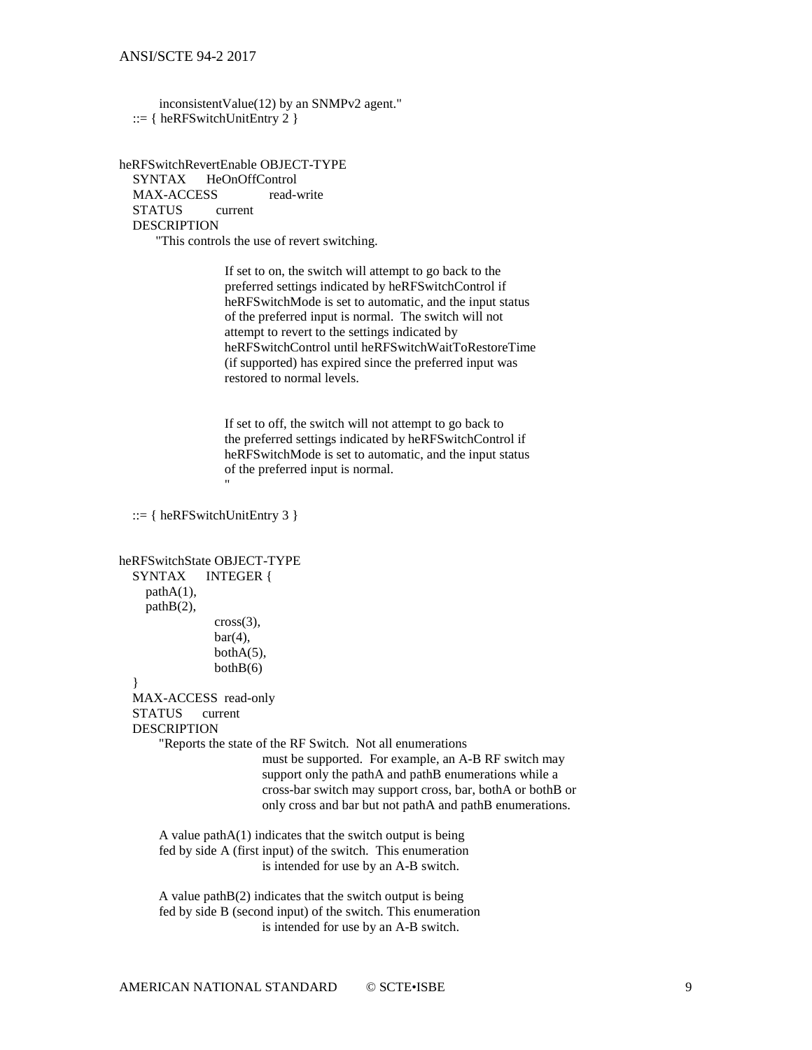```
        inconsistentValue(12) by an SNMPv2 agent."
    ::= { heRFSwitchUnitEntry 2 }


heRFSwitchRevertEnable OBJECT-TYPE
    SYNTAX      HeOnOffControl
    MAX-ACCESS              read-write
    STATUS          current
    DESCRIPTION
        "This controls the use of revert switching.

                    If set to on, the switch will attempt to go back to the
                    preferred settings indicated by heRFSwitchControl if
                    heRFSwitchMode is set to automatic, and the input status
                    of the preferred input is normal.  The switch will not
                    attempt to revert to the settings indicated by
                    heRFSwitchControl until heRFSwitchWaitToRestoreTime
                    (if supported) has expired since the preferred input was
                    restored to normal levels.


                    If set to off, the switch will not attempt to go back to
                    the preferred settings indicated by heRFSwitchControl if
                    heRFSwitchMode is set to automatic, and the input status
                    of the preferred input is normal.
                    "

    ::= { heRFSwitchUnitEntry 3 }


heRFSwitchState OBJECT-TYPE
    SYNTAX      INTEGER {
        pathA(1),
        pathB(2),
                    cross(3),
                    bar(4),
                    bothA(5),
                    bothB(6)
    }
    MAX-ACCESS  read-only
    STATUS      current
    DESCRIPTION
        "Reports the state of the RF Switch.  Not all enumerations
                        must be supported.  For example, an A-B RF switch may
                        support only the pathA and pathB enumerations while a
                        cross-bar switch may support cross, bar, bothA or bothB or
                        only cross and bar but not pathA and pathB enumerations.

        A value pathA(1) indicates that the switch output is being
        fed by side A (first input) of the switch.  This enumeration
                        is intended for use by an A-B switch.

        A value pathB(2) indicates that the switch output is being
        fed by side B (second input) of the switch. This enumeration
                        is intended for use by an A-B switch.
```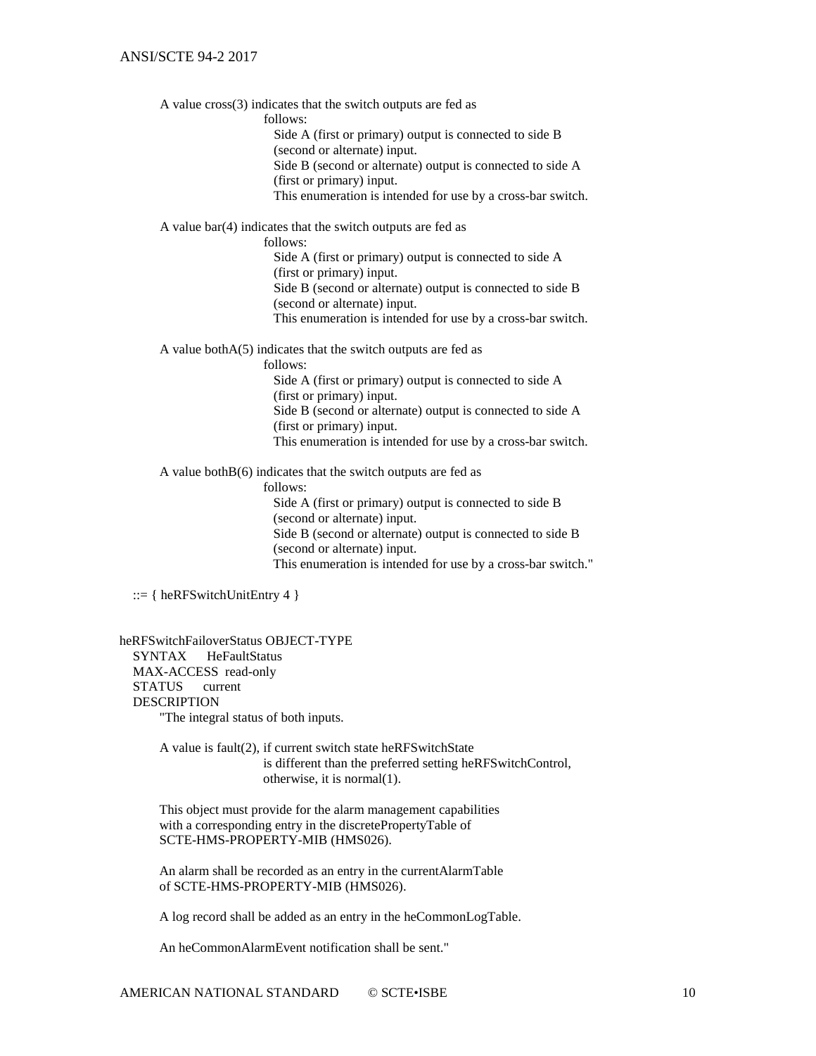```
        A value cross(3) indicates that the switch outputs are fed as
                    follows:
                      Side A (first or primary) output is connected to side B
                      (second or alternate) input.
                      Side B (second or alternate) output is connected to side A
                      (first or primary) input.
                      This enumeration is intended for use by a cross-bar switch.

        A value bar(4) indicates that the switch outputs are fed as
                    follows:
                      Side A (first or primary) output is connected to side A
                      (first or primary) input.
                      Side B (second or alternate) output is connected to side B
                      (second or alternate) input.
                      This enumeration is intended for use by a cross-bar switch.

        A value bothA(5) indicates that the switch outputs are fed as
                    follows:
                      Side A (first or primary) output is connected to side A
                      (first or primary) input.
                      Side B (second or alternate) output is connected to side A
                      (first or primary) input.
                      This enumeration is intended for use by a cross-bar switch.

        A value bothB(6) indicates that the switch outputs are fed as
                    follows:
                      Side A (first or primary) output is connected to side B
                      (second or alternate) input.
                      Side B (second or alternate) output is connected to side B
                      (second or alternate) input.
                      This enumeration is intended for use by a cross-bar switch."

    ::= { heRFSwitchUnitEntry 4 }


heRFSwitchFailoverStatus OBJECT-TYPE
    SYNTAX      HeFaultStatus
    MAX-ACCESS  read-only
    STATUS      current
    DESCRIPTION
        "The integral status of both inputs.

        A value is fault(2), if current switch state heRFSwitchState
                    is different than the preferred setting heRFSwitchControl,
                    otherwise, it is normal(1).

        This object must provide for the alarm management capabilities
        with a corresponding entry in the discretePropertyTable of
        SCTE-HMS-PROPERTY-MIB (HMS026).

        An alarm shall be recorded as an entry in the currentAlarmTable
        of SCTE-HMS-PROPERTY-MIB (HMS026).

        A log record shall be added as an entry in the heCommonLogTable.

        An heCommonAlarmEvent notification shall be sent."
```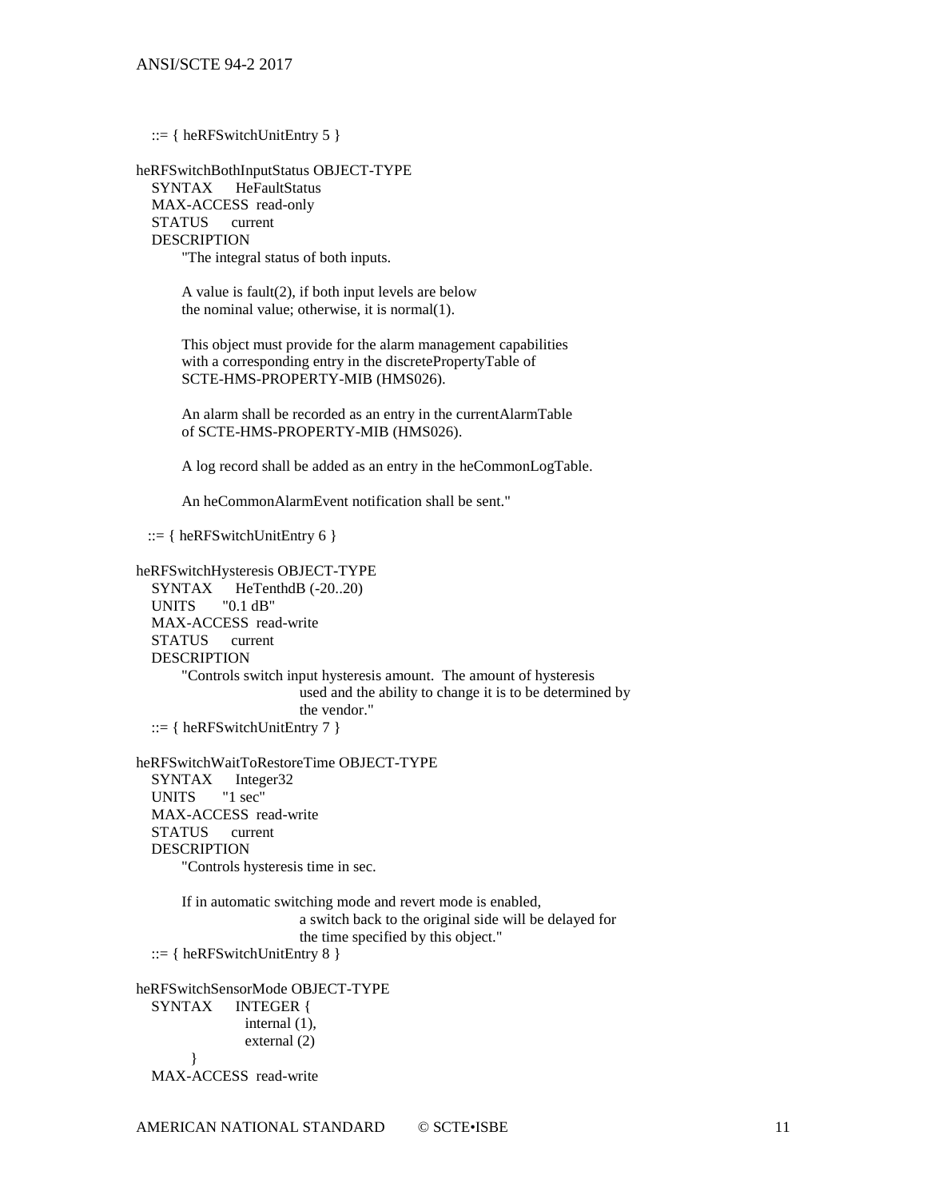```
   ::= { heRFSwitchUnitEntry 5 }

heRFSwitchBothInputStatus OBJECT-TYPE
   SYNTAX      HeFaultStatus
   MAX-ACCESS  read-only
   STATUS      current
   DESCRIPTION
         "The integral status of both inputs.

         A value is fault(2), if both input levels are below
         the nominal value; otherwise, it is normal(1).

         This object must provide for the alarm management capabilities
         with a corresponding entry in the discretePropertyTable of
         SCTE-HMS-PROPERTY-MIB (HMS026).

         An alarm shall be recorded as an entry in the currentAlarmTable
         of SCTE-HMS-PROPERTY-MIB (HMS026).

         A log record shall be added as an entry in the heCommonLogTable.

         An heCommonAlarmEvent notification shall be sent."

   ::= { heRFSwitchUnitEntry 6 }

heRFSwitchHysteresis OBJECT-TYPE
   SYNTAX      HeTenthdB (-20..20)
   UNITS       "0.1 dB"
   MAX-ACCESS  read-write
   STATUS      current
   DESCRIPTION
         "Controls switch input hysteresis amount.  The amount of hysteresis
                              used and the ability to change it is to be determined by
                              the vendor."
   ::= { heRFSwitchUnitEntry 7 }

heRFSwitchWaitToRestoreTime OBJECT-TYPE
   SYNTAX      Integer32
   UNITS       "1 sec"
   MAX-ACCESS  read-write
   STATUS      current
   DESCRIPTION
         "Controls hysteresis time in sec.

         If in automatic switching mode and revert mode is enabled,
                              a switch back to the original side will be delayed for
                              the time specified by this object."
   ::= { heRFSwitchUnitEntry 8 }

heRFSwitchSensorMode OBJECT-TYPE
   SYNTAX      INTEGER {
                     internal (1),
                     external (2)
           }
   MAX-ACCESS  read-write
```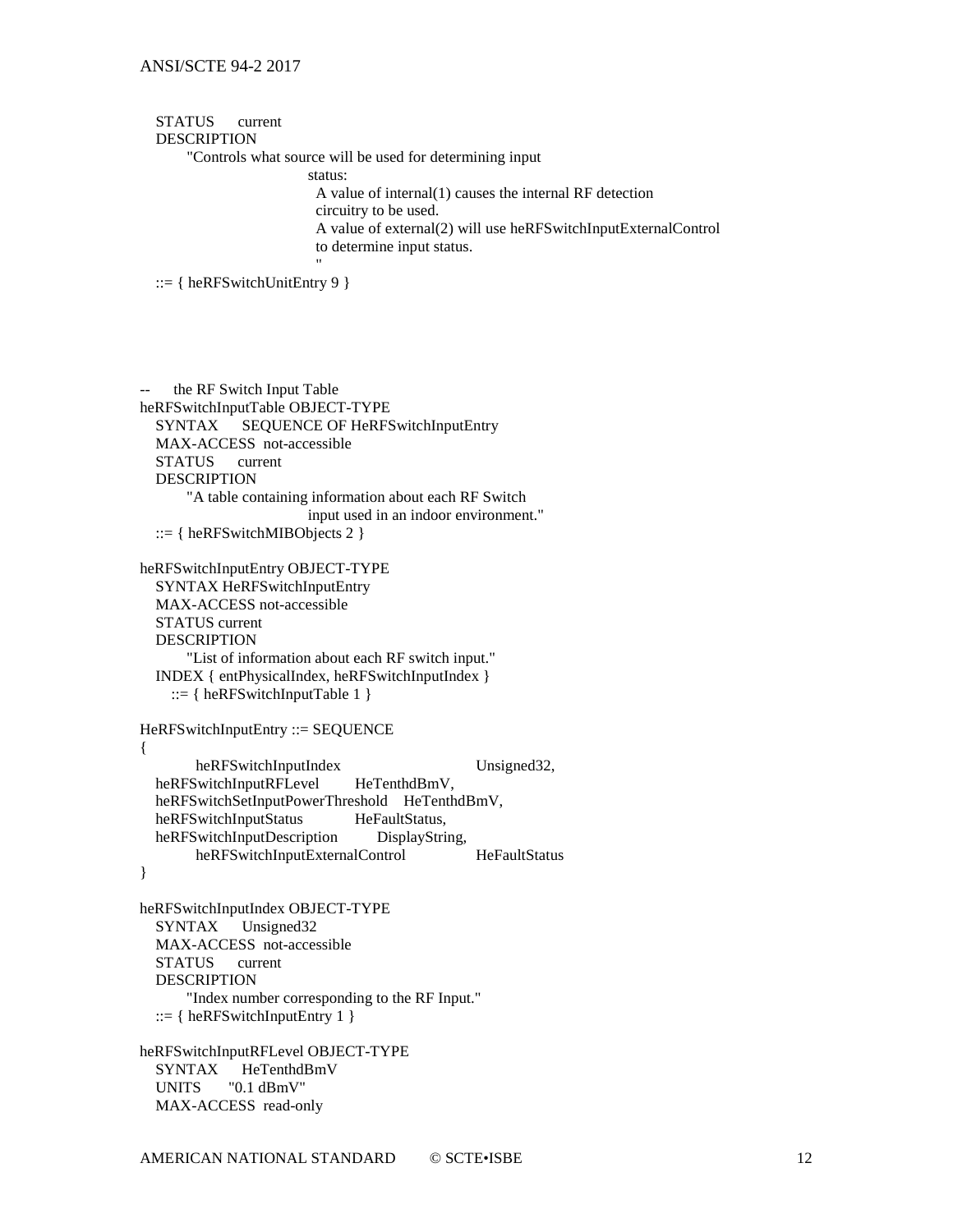```
    STATUS      current
    DESCRIPTION
          "Controls what source will be used for determining input
                                status:
                                 A value of internal(1) causes the internal RF detection
                                 circuitry to be used.
                                 A value of external(2) will use heRFSwitchInputExternalControl
                                 to determine input status.
                                 "
    ::= { heRFSwitchUnitEntry 9 }




--      the RF Switch Input Table
heRFSwitchInputTable OBJECT-TYPE
    SYNTAX      SEQUENCE OF HeRFSwitchInputEntry
    MAX-ACCESS  not-accessible
    STATUS      current
    DESCRIPTION
          "A table containing information about each RF Switch
                                input used in an indoor environment."
    ::= { heRFSwitchMIBObjects 2 }

heRFSwitchInputEntry OBJECT-TYPE
    SYNTAX HeRFSwitchInputEntry
    MAX-ACCESS not-accessible
    STATUS current
    DESCRIPTION
          "List of information about each RF switch input."
    INDEX { entPhysicalIndex, heRFSwitchInputIndex }
       ::= { heRFSwitchInputTable 1 }

HeRFSwitchInputEntry ::= SEQUENCE
{
          heRFSwitchInputIndex                    Unsigned32,
    heRFSwitchInputRFLevel        HeTenthdBmV,
    heRFSwitchSetInputPowerThreshold    HeTenthdBmV,
    heRFSwitchInputStatus           HeFaultStatus,
    heRFSwitchInputDescription         DisplayString,
          heRFSwitchInputExternalControl             HeFaultStatus
}

heRFSwitchInputIndex OBJECT-TYPE
    SYNTAX      Unsigned32
    MAX-ACCESS  not-accessible
    STATUS      current
    DESCRIPTION
          "Index number corresponding to the RF Input."
    ::= { heRFSwitchInputEntry 1 }

heRFSwitchInputRFLevel OBJECT-TYPE
    SYNTAX      HeTenthdBmV
    UNITS       "0.1 dBmV"
    MAX-ACCESS  read-only
```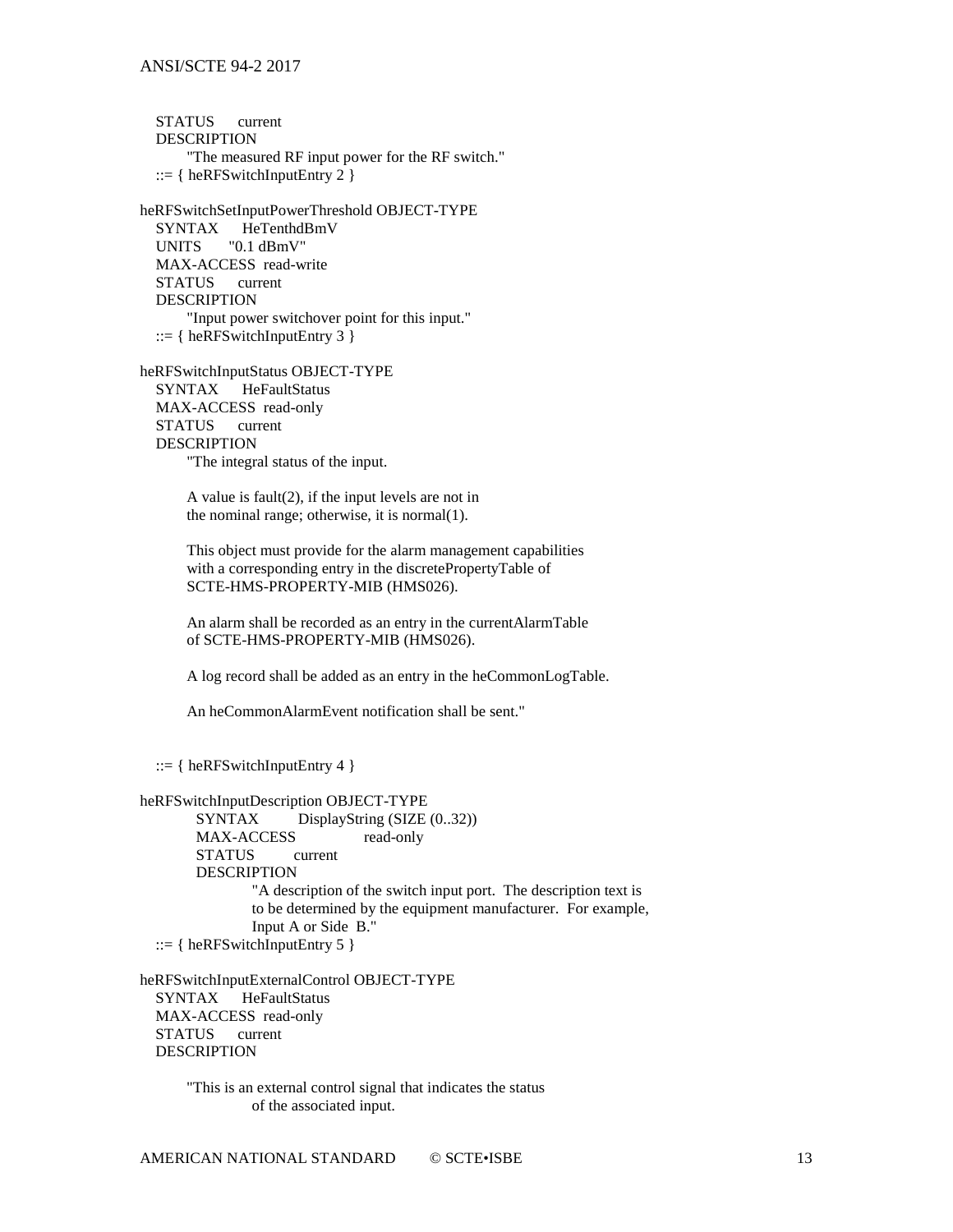```
    STATUS      current
    DESCRIPTION
           "The measured RF input power for the RF switch."
    ::= { heRFSwitchInputEntry 2 }

heRFSwitchSetInputPowerThreshold OBJECT-TYPE
    SYNTAX      HeTenthdBmV
    UNITS       "0.1 dBmV"
    MAX-ACCESS  read-write
    STATUS      current
    DESCRIPTION
           "Input power switchover point for this input."
    ::= { heRFSwitchInputEntry 3 }

heRFSwitchInputStatus OBJECT-TYPE
    SYNTAX      HeFaultStatus
    MAX-ACCESS  read-only
    STATUS      current
    DESCRIPTION
           "The integral status of the input.

           A value is fault(2), if the input levels are not in
           the nominal range; otherwise, it is normal(1).

           This object must provide for the alarm management capabilities
           with a corresponding entry in the discretePropertyTable of
           SCTE-HMS-PROPERTY-MIB (HMS026).

           An alarm shall be recorded as an entry in the currentAlarmTable
           of SCTE-HMS-PROPERTY-MIB (HMS026).

           A log record shall be added as an entry in the heCommonLogTable.

           An heCommonAlarmEvent notification shall be sent."


    ::= { heRFSwitchInputEntry 4 }

heRFSwitchInputDescription OBJECT-TYPE
           SYNTAX         DisplayString (SIZE (0..32))
           MAX-ACCESS               read-only
           STATUS         current
           DESCRIPTION
                     "A description of the switch input port.  The description text is
                     to be determined by the equipment manufacturer.  For example,
                     Input A or Side  B."
    ::= { heRFSwitchInputEntry 5 }

heRFSwitchInputExternalControl OBJECT-TYPE
    SYNTAX      HeFaultStatus
    MAX-ACCESS  read-only
    STATUS      current
    DESCRIPTION

           "This is an external control signal that indicates the status
                     of the associated input.
```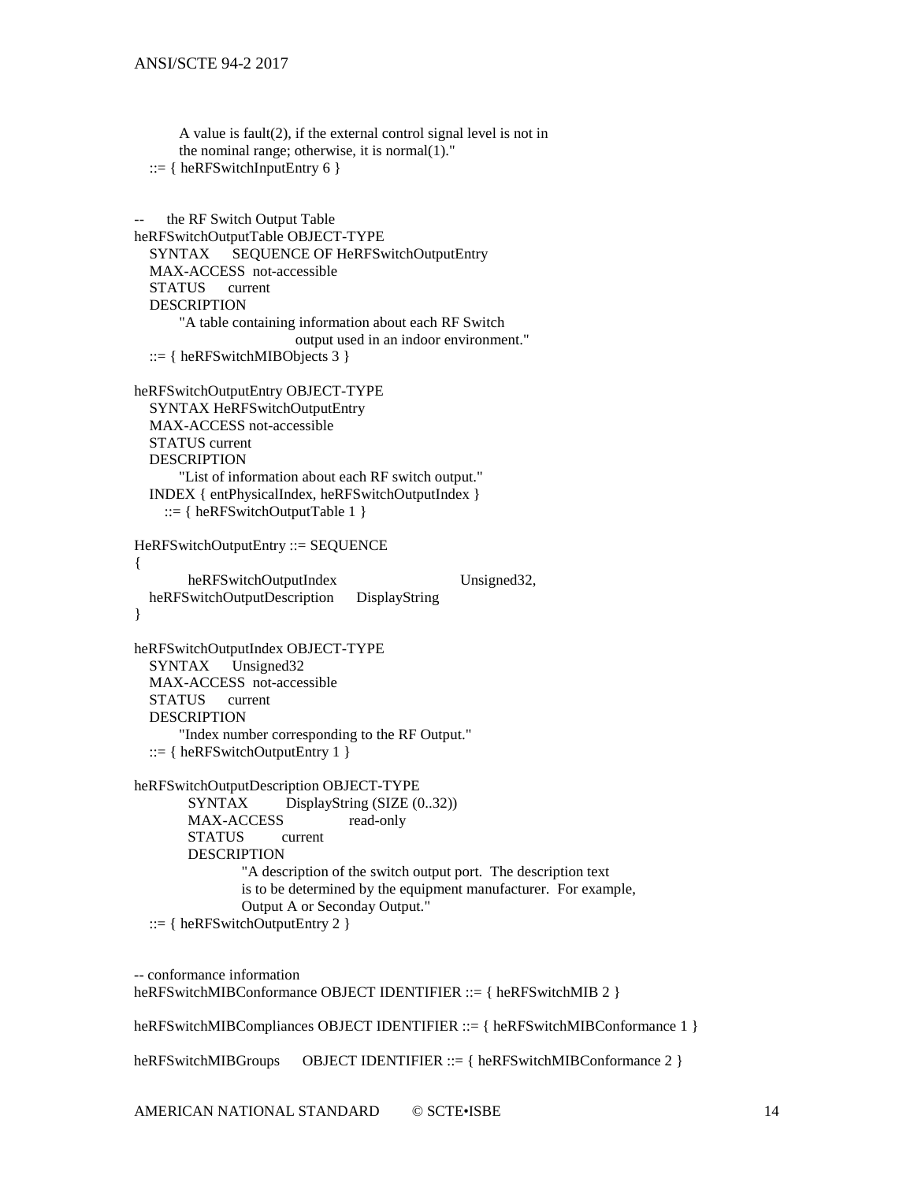```
        A value is fault(2), if the external control signal level is not in
        the nominal range; otherwise, it is normal(1)."
   ::= { heRFSwitchInputEntry 6 }


--     the RF Switch Output Table
heRFSwitchOutputTable OBJECT-TYPE
   SYNTAX      SEQUENCE OF HeRFSwitchOutputEntry
   MAX-ACCESS  not-accessible
   STATUS      current
   DESCRIPTION
        "A table containing information about each RF Switch
                         output used in an indoor environment."
   ::= { heRFSwitchMIBObjects 3 }

heRFSwitchOutputEntry OBJECT-TYPE
   SYNTAX HeRFSwitchOutputEntry
   MAX-ACCESS not-accessible
   STATUS current
   DESCRIPTION
        "List of information about each RF switch output."
   INDEX { entPhysicalIndex, heRFSwitchOutputIndex }
      ::= { heRFSwitchOutputTable 1 }

HeRFSwitchOutputEntry ::= SEQUENCE
{
          heRFSwitchOutputIndex                    Unsigned32,
   heRFSwitchOutputDescription      DisplayString
}

heRFSwitchOutputIndex OBJECT-TYPE
   SYNTAX      Unsigned32
   MAX-ACCESS  not-accessible
   STATUS      current
   DESCRIPTION
        "Index number corresponding to the RF Output."
   ::= { heRFSwitchOutputEntry 1 }

heRFSwitchOutputDescription OBJECT-TYPE
          SYNTAX         DisplayString (SIZE (0..32))
          MAX-ACCESS              read-only
          STATUS         current
          DESCRIPTION
                   "A description of the switch output port.  The description text
                   is to be determined by the equipment manufacturer.  For example,
                   Output A or Seconday Output."
   ::= { heRFSwitchOutputEntry 2 }


-- conformance information
heRFSwitchMIBConformance OBJECT IDENTIFIER ::= { heRFSwitchMIB 2 }

heRFSwitchMIBCompliances OBJECT IDENTIFIER ::= { heRFSwitchMIBConformance 1 }

heRFSwitchMIBGroups      OBJECT IDENTIFIER ::= { heRFSwitchMIBConformance 2 }
```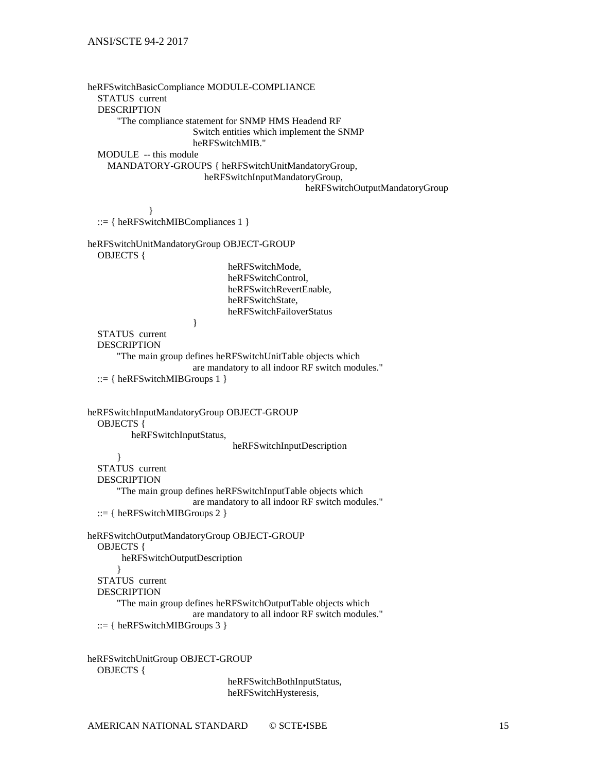```
heRFSwitchBasicCompliance MODULE-COMPLIANCE
   STATUS  current
   DESCRIPTION
        "The compliance statement for SNMP HMS Headend RF
                              Switch entities which implement the SNMP
                              heRFSwitchMIB."
   MODULE  -- this module
      MANDATORY-GROUPS { heRFSwitchUnitMandatoryGroup,
                                   heRFSwitchInputMandatoryGroup,
                                                           heRFSwitchOutputMandatoryGroup

                 }
   ::= { heRFSwitchMIBCompliances 1 }

heRFSwitchUnitMandatoryGroup OBJECT-GROUP
   OBJECTS {
                                        heRFSwitchMode,
                                        heRFSwitchControl,
                                        heRFSwitchRevertEnable,
                                        heRFSwitchState,
                                        heRFSwitchFailoverStatus
                              }
   STATUS  current
   DESCRIPTION
        "The main group defines heRFSwitchUnitTable objects which
                              are mandatory to all indoor RF switch modules."
   ::= { heRFSwitchMIBGroups 1 }


heRFSwitchInputMandatoryGroup OBJECT-GROUP
   OBJECTS {
            heRFSwitchInputStatus,
                                         heRFSwitchInputDescription
        }
   STATUS  current
   DESCRIPTION
        "The main group defines heRFSwitchInputTable objects which
                              are mandatory to all indoor RF switch modules."
   ::= { heRFSwitchMIBGroups 2 }

heRFSwitchOutputMandatoryGroup OBJECT-GROUP
   OBJECTS {
         heRFSwitchOutputDescription
        }
   STATUS  current
   DESCRIPTION
        "The main group defines heRFSwitchOutputTable objects which
                              are mandatory to all indoor RF switch modules."
   ::= { heRFSwitchMIBGroups 3 }


heRFSwitchUnitGroup OBJECT-GROUP
   OBJECTS {
                                        heRFSwitchBothInputStatus,
                                        heRFSwitchHysteresis,
```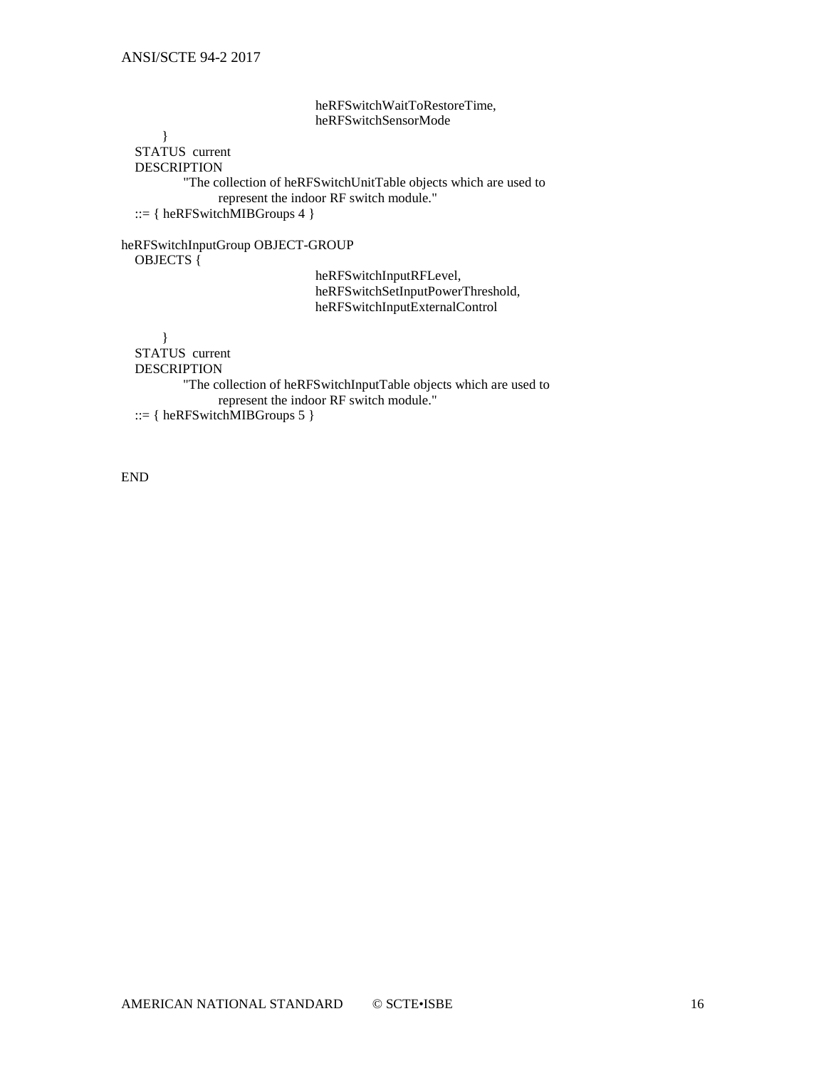```
                                    heRFSwitchWaitToRestoreTime,
                                    heRFSwitchSensorMode
        }
    STATUS  current
    DESCRIPTION
            "The collection of heRFSwitchUnitTable objects which are used to
                represent the indoor RF switch module."
    ::= { heRFSwitchMIBGroups 4 }

heRFSwitchInputGroup OBJECT-GROUP
    OBJECTS {
                                    heRFSwitchInputRFLevel,
                                    heRFSwitchSetInputPowerThreshold,
                                    heRFSwitchInputExternalControl

        }
    STATUS  current
    DESCRIPTION
            "The collection of heRFSwitchInputTable objects which are used to
                represent the indoor RF switch module."
    ::= { heRFSwitchMIBGroups 5 }


END
```